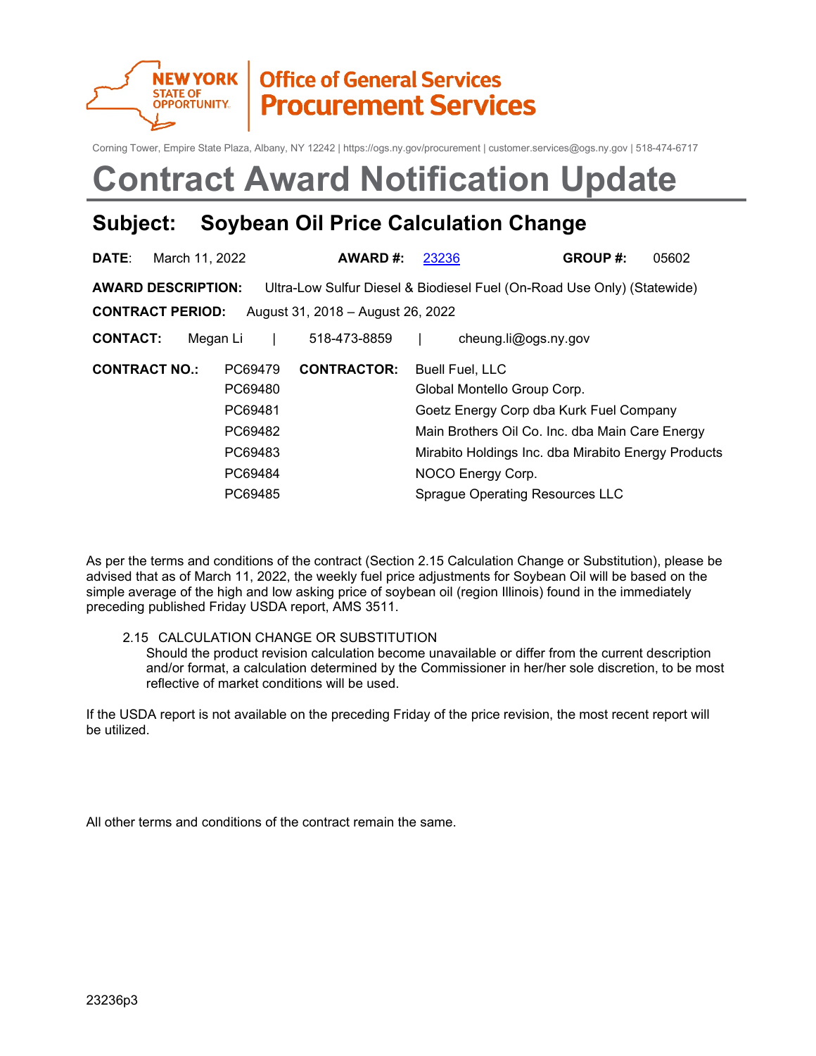**NEW YORK STATE OF OPPORTUNITY** | **Office of General Services Procurement Services**

Corning Tower, Empire State Plaza, Albany, NY 12242 | https://ogs.ny.gov/procurement | customer.services@ogs.ny.gov | 518-474-6717

# Contract Award Notification Update

## Subject: Soybean Oil Price Calculation Change

**DATE**: March 11, 2022 **AWARD #:** [23236](23236) **GROUP #:** 05602

**AWARD DESCRIPTION:** Ultra-Low Sulfur Diesel & Biodiesel Fuel (On-Road Use Only) (Statewide)

**CONTRACT PERIOD:** August 31, 2018 – August 26, 2022

**CONTACT:** Megan Li | 518-473-8859 | cheung.li@ogs.ny.gov

| CONTRACT NO.: | CONTRACTOR: |
|---|---|
| PC69479 | Buell Fuel, LLC |
| PC69480 | Global Montello Group Corp. |
| PC69481 | Goetz Energy Corp dba Kurk Fuel Company |
| PC69482 | Main Brothers Oil Co. Inc. dba Main Care Energy |
| PC69483 | Mirabito Holdings Inc. dba Mirabito Energy Products |
| PC69484 | NOCO Energy Corp. |
| PC69485 | Sprague Operating Resources LLC |

As per the terms and conditions of the contract (Section 2.15 Calculation Change or Substitution), please be advised that as of March 11, 2022, the weekly fuel price adjustments for Soybean Oil will be based on the simple average of the high and low asking price of soybean oil (region Illinois) found in the immediately preceding published Friday USDA report, AMS 3511.

> 2.15 CALCULATION CHANGE OR SUBSTITUTION
> Should the product revision calculation become unavailable or differ from the current description and/or format, a calculation determined by the Commissioner in her/her sole discretion, to be most reflective of market conditions will be used.

If the USDA report is not available on the preceding Friday of the price revision, the most recent report will be utilized.

All other terms and conditions of the contract remain the same.

23236p3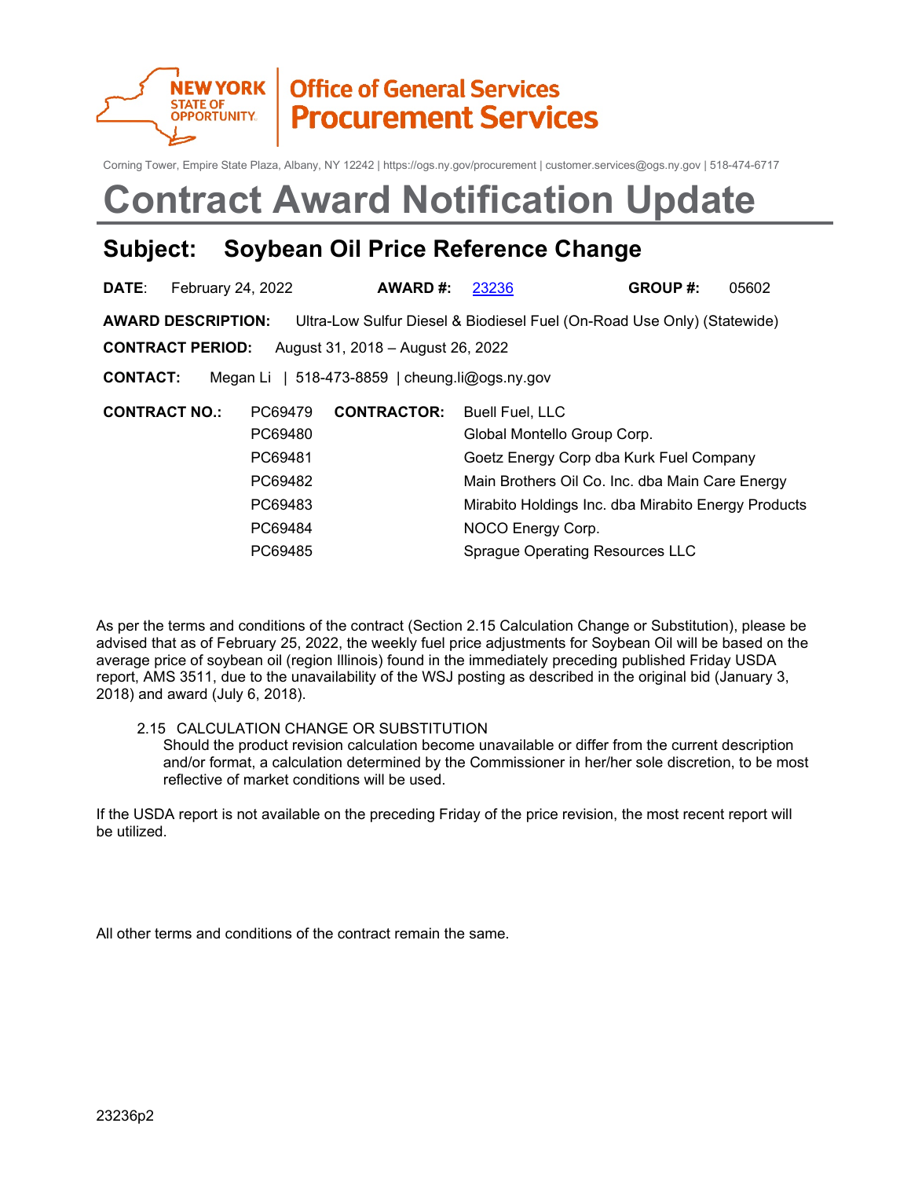**NEW YORK STATE OF OPPORTUNITY** | **Office of General Services Procurement Services**

Corning Tower, Empire State Plaza, Albany, NY 12242 | https://ogs.ny.gov/procurement | customer.services@ogs.ny.gov | 518-474-6717

# Contract Award Notification Update

## Subject: Soybean Oil Price Reference Change

**DATE**: February 24, 2022 **AWARD #:** [23236](23236) **GROUP #:** 05602

**AWARD DESCRIPTION:** Ultra-Low Sulfur Diesel & Biodiesel Fuel (On-Road Use Only) (Statewide)

**CONTRACT PERIOD:** August 31, 2018 – August 26, 2022

**CONTACT:** Megan Li | 518-473-8859 | cheung.li@ogs.ny.gov

| CONTRACT NO.: | CONTRACTOR: |
|---|---|
| PC69479 | Buell Fuel, LLC |
| PC69480 | Global Montello Group Corp. |
| PC69481 | Goetz Energy Corp dba Kurk Fuel Company |
| PC69482 | Main Brothers Oil Co. Inc. dba Main Care Energy |
| PC69483 | Mirabito Holdings Inc. dba Mirabito Energy Products |
| PC69484 | NOCO Energy Corp. |
| PC69485 | Sprague Operating Resources LLC |

As per the terms and conditions of the contract (Section 2.15 Calculation Change or Substitution), please be advised that as of February 25, 2022, the weekly fuel price adjustments for Soybean Oil will be based on the average price of soybean oil (region Illinois) found in the immediately preceding published Friday USDA report, AMS 3511, due to the unavailability of the WSJ posting as described in the original bid (January 3, 2018) and award (July 6, 2018).

> 2.15 CALCULATION CHANGE OR SUBSTITUTION
> Should the product revision calculation become unavailable or differ from the current description and/or format, a calculation determined by the Commissioner in her/her sole discretion, to be most reflective of market conditions will be used.

If the USDA report is not available on the preceding Friday of the price revision, the most recent report will be utilized.

All other terms and conditions of the contract remain the same.

23236p2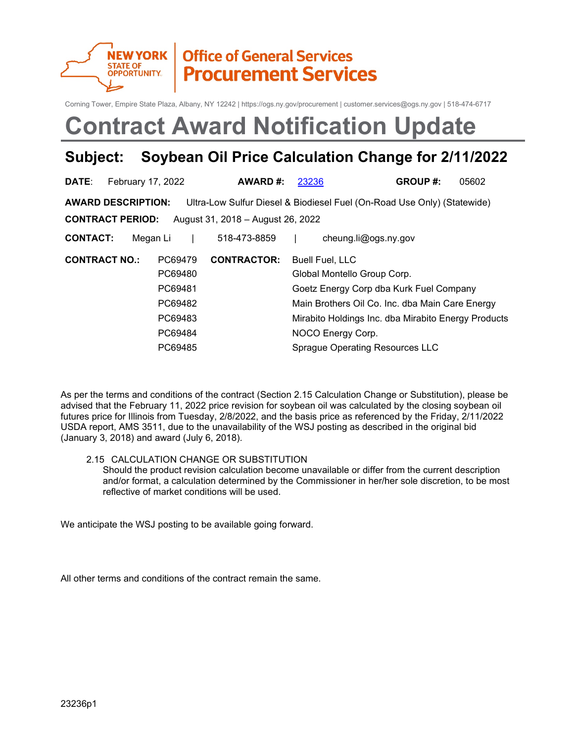**NEW YORK STATE OF OPPORTUNITY** | **Office of General Services Procurement Services**

Corning Tower, Empire State Plaza, Albany, NY 12242 | https://ogs.ny.gov/procurement | customer.services@ogs.ny.gov | 518-474-6717

# Contract Award Notification Update

## Subject: Soybean Oil Price Calculation Change for 2/11/2022

**DATE**: February 17, 2022 **AWARD #:** 23236 **GROUP #:** 05602

**AWARD DESCRIPTION:** Ultra-Low Sulfur Diesel & Biodiesel Fuel (On-Road Use Only) (Statewide)

**CONTRACT PERIOD:** August 31, 2018 – August 26, 2022

**CONTACT:** Megan Li | 518-473-8859 | cheung.li@ogs.ny.gov

| CONTRACT NO.: | CONTRACTOR: |
|---|---|
| PC69479 | Buell Fuel, LLC |
| PC69480 | Global Montello Group Corp. |
| PC69481 | Goetz Energy Corp dba Kurk Fuel Company |
| PC69482 | Main Brothers Oil Co. Inc. dba Main Care Energy |
| PC69483 | Mirabito Holdings Inc. dba Mirabito Energy Products |
| PC69484 | NOCO Energy Corp. |
| PC69485 | Sprague Operating Resources LLC |

As per the terms and conditions of the contract (Section 2.15 Calculation Change or Substitution), please be advised that the February 11, 2022 price revision for soybean oil was calculated by the closing soybean oil futures price for Illinois from Tuesday, 2/8/2022, and the basis price as referenced by the Friday, 2/11/2022 USDA report, AMS 3511, due to the unavailability of the WSJ posting as described in the original bid (January 3, 2018) and award (July 6, 2018).

> 2.15 CALCULATION CHANGE OR SUBSTITUTION
> Should the product revision calculation become unavailable or differ from the current description and/or format, a calculation determined by the Commissioner in her/her sole discretion, to be most reflective of market conditions will be used.

We anticipate the WSJ posting to be available going forward.

All other terms and conditions of the contract remain the same.